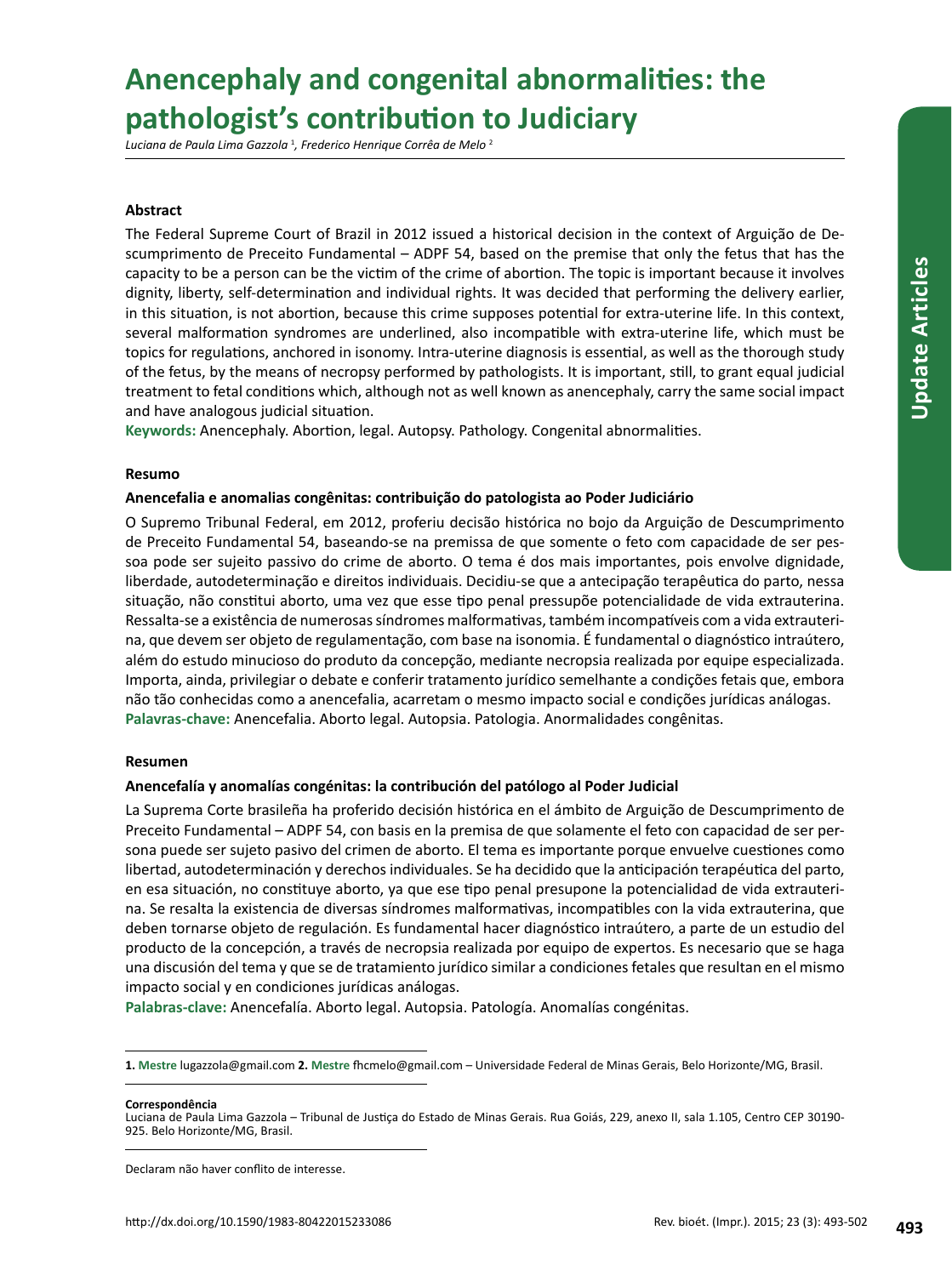# Anencephaly and congenital abnormalities: the pathologist's contribution to Judiciary

*Luciana de Paula Lima Gazzola* [1], *Frederico Henrique Corrêa de Melo* [2]

## Abstract

The Federal Supreme Court of Brazil in 2012 issued a historical decision in the context of Arguição de Descumprimento de Preceito Fundamental – ADPF 54, based on the premise that only the fetus that has the capacity to be a person can be the victim of the crime of abortion. The topic is important because it involves dignity, liberty, self-determination and individual rights. It was decided that performing the delivery earlier, in this situation, is not abortion, because this crime supposes potential for extra-uterine life. In this context, several malformation syndromes are underlined, also incompatible with extra-uterine life, which must be topics for regulations, anchored in isonomy. Intra-uterine diagnosis is essential, as well as the thorough study of the fetus, by the means of necropsy performed by pathologists. It is important, still, to grant equal judicial treatment to fetal conditions which, although not as well known as anencephaly, carry the same social impact and have analogous judicial situation.

**Keywords:** Anencephaly. Abortion, legal. Autopsy. Pathology. Congenital abnormalities.

## Resumo

### Anencefalia e anomalias congênitas: contribuição do patologista ao Poder Judiciário

O Supremo Tribunal Federal, em 2012, proferiu decisão histórica no bojo da Arguição de Descumprimento de Preceito Fundamental 54, baseando-se na premissa de que somente o feto com capacidade de ser pessoa pode ser sujeito passivo do crime de aborto. O tema é dos mais importantes, pois envolve dignidade, liberdade, autodeterminação e direitos individuais. Decidiu-se que a antecipação terapêutica do parto, nessa situação, não constitui aborto, uma vez que esse tipo penal pressupõe potencialidade de vida extrauterina. Ressalta-se a existência de numerosas síndromes malformativas, também incompatíveis com a vida extrauterina, que devem ser objeto de regulamentação, com base na isonomia. É fundamental o diagnóstico intraútero, além do estudo minucioso do produto da concepção, mediante necropsia realizada por equipe especializada. Importa, ainda, privilegiar o debate e conferir tratamento jurídico semelhante a condições fetais que, embora não tão conhecidas como a anencefalia, acarretam o mesmo impacto social e condições jurídicas análogas.

**Palavras-chave:** Anencefalia. Aborto legal. Autopsia. Patologia. Anormalidades congênitas.

## Resumen

### Anencefalía y anomalías congénitas: la contribución del patólogo al Poder Judicial

La Suprema Corte brasileña ha proferido decisión histórica en el ámbito de Arguição de Descumprimento de Preceito Fundamental – ADPF 54, con basis en la premisa de que solamente el feto con capacidad de ser persona puede ser sujeto pasivo del crimen de aborto. El tema es importante porque envuelve cuestiones como libertad, autodeterminación y derechos individuales. Se ha decidido que la anticipación terapéutica del parto, en esa situación, no constituye aborto, ya que ese tipo penal presupone la potencialidad de vida extrauterina. Se resalta la existencia de diversas síndromes malformativas, incompatibles con la vida extrauterina, que deben tornarse objeto de regulación. Es fundamental hacer diagnóstico intraútero, a parte de un estudio del producto de la concepción, a través de necropsia realizada por equipo de expertos. Es necesario que se haga una discusión del tema y que se de tratamiento jurídico similar a condiciones fetales que resultan en el mismo impacto social y en condiciones jurídicas análogas.

**Palabras-clave:** Anencefalía. Aborto legal. Autopsia. Patología. Anomalías congénitas.

---

**1. Mestre** lugazzola@gmail.com **2. Mestre** fhcmelo@gmail.com – Universidade Federal de Minas Gerais, Belo Horizonte/MG, Brasil.

**Correspondência**
Luciana de Paula Lima Gazzola – Tribunal de Justiça do Estado de Minas Gerais. Rua Goiás, 229, anexo II, sala 1.105, Centro CEP 30190-925. Belo Horizonte/MG, Brasil.

Declaram não haver conflito de interesse.

http://dx.doi.org/10.1590/1983-80422015233086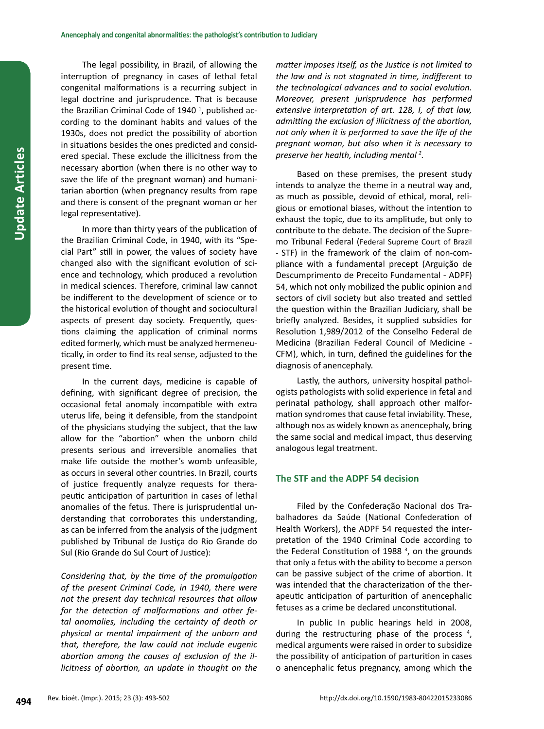The legal possibility, in Brazil, of allowing the interruption of pregnancy in cases of lethal fetal congenital malformations is a recurring subject in legal doctrine and jurisprudence. That is because the Brazilian Criminal Code of 1940 [1], published according to the dominant habits and values of the 1930s, does not predict the possibility of abortion in situations besides the ones predicted and considered special. These exclude the illicitness from the necessary abortion (when there is no other way to save the life of the pregnant woman) and humanitarian abortion (when pregnancy results from rape and there is consent of the pregnant woman or her legal representative).

In more than thirty years of the publication of the Brazilian Criminal Code, in 1940, with its "Special Part" still in power, the values of society have changed also with the significant evolution of science and technology, which produced a revolution in medical sciences. Therefore, criminal law cannot be indifferent to the development of science or to the historical evolution of thought and sociocultural aspects of present day society. Frequently, questions claiming the application of criminal norms edited formerly, which must be analyzed hermeneutically, in order to find its real sense, adjusted to the present time.

In the current days, medicine is capable of defining, with significant degree of precision, the occasional fetal anomaly incompatible with extra uterus life, being it defensible, from the standpoint of the physicians studying the subject, that the law allow for the "abortion" when the unborn child presents serious and irreversible anomalies that make life outside the mother's womb unfeasible, as occurs in several other countries. In Brazil, courts of justice frequently analyze requests for therapeutic anticipation of parturition in cases of lethal anomalies of the fetus. There is jurisprudential understanding that corroborates this understanding, as can be inferred from the analysis of the judgment published by Tribunal de Justiça do Rio Grande do Sul (Rio Grande do Sul Court of Justice):

*Considering that, by the time of the promulgation of the present Criminal Code, in 1940, there were not the present day technical resources that allow for the detection of malformations and other fetal anomalies, including the certainty of death or physical or mental impairment of the unborn and that, therefore, the law could not include eugenic abortion among the causes of exclusion of the illicitness of abortion, an update in thought on the matter imposes itself, as the Justice is not limited to the law and is not stagnated in time, indifferent to the technological advances and to social evolution. Moreover, present jurisprudence has performed extensive interpretation of art. 128, I, of that law, admitting the exclusion of illicitness of the abortion, not only when it is performed to save the life of the pregnant woman, but also when it is necessary to preserve her health, including mental* [2].

Based on these premises, the present study intends to analyze the theme in a neutral way and, as much as possible, devoid of ethical, moral, religious or emotional biases, without the intention to exhaust the topic, due to its amplitude, but only to contribute to the debate. The decision of the Supremo Tribunal Federal (Federal Supreme Court of Brazil - STF) in the framework of the claim of non-compliance with a fundamental precept (Arguição de Descumprimento de Preceito Fundamental - ADPF) 54, which not only mobilized the public opinion and sectors of civil society but also treated and settled the question within the Brazilian Judiciary, shall be briefly analyzed. Besides, it supplied subsidies for Resolution 1,989/2012 of the Conselho Federal de Medicina (Brazilian Federal Council of Medicine - CFM), which, in turn, defined the guidelines for the diagnosis of anencephaly.

Lastly, the authors, university hospital pathologists pathologists with solid experience in fetal and perinatal pathology, shall approach other malformation syndromes that cause fetal inviability. These, although nos as widely known as anencephaly, bring the same social and medical impact, thus deserving analogous legal treatment.

## The STF and the ADPF 54 decision

Filed by the Confederação Nacional dos Trabalhadores da Saúde (National Confederation of Health Workers), the ADPF 54 requested the interpretation of the 1940 Criminal Code according to the Federal Constitution of 1988 [3], on the grounds that only a fetus with the ability to become a person can be passive subject of the crime of abortion. It was intended that the characterization of the therapeutic anticipation of parturition of anencephalic fetuses as a crime be declared unconstitutional.

In public In public hearings held in 2008, during the restructuring phase of the process [4], medical arguments were raised in order to subsidize the possibility of anticipation of parturition in cases o anencephalic fetus pregnancy, among which the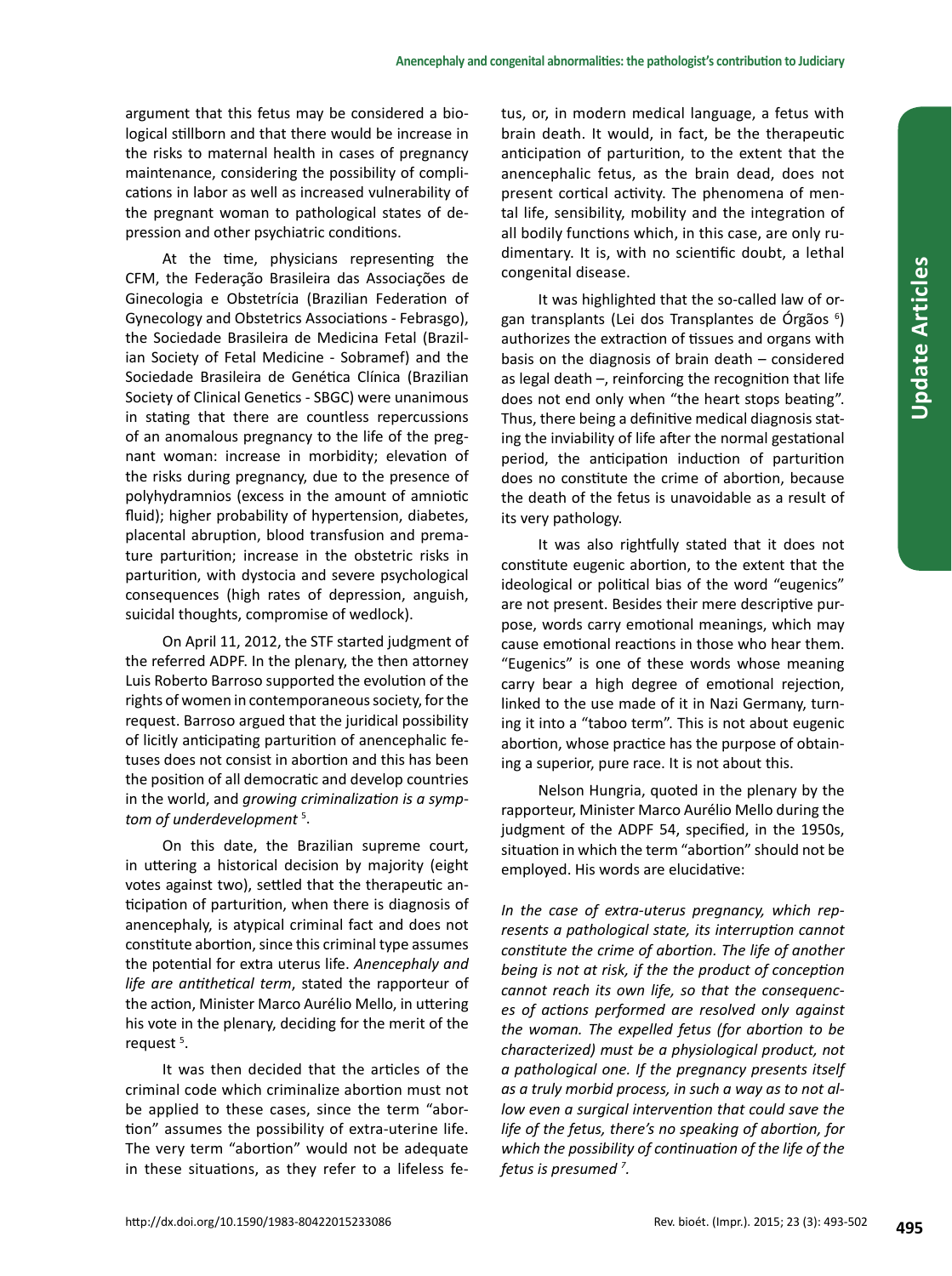argument that this fetus may be considered a biological stillborn and that there would be increase in the risks to maternal health in cases of pregnancy maintenance, considering the possibility of complications in labor as well as increased vulnerability of the pregnant woman to pathological states of depression and other psychiatric conditions.

At the time, physicians representing the CFM, the Federação Brasileira das Associações de Ginecologia e Obstetrícia (Brazilian Federation of Gynecology and Obstetrics Associations - Febrasgo), the Sociedade Brasileira de Medicina Fetal (Brazilian Society of Fetal Medicine - Sobramef) and the Sociedade Brasileira de Genética Clínica (Brazilian Society of Clinical Genetics - SBGC) were unanimous in stating that there are countless repercussions of an anomalous pregnancy to the life of the pregnant woman: increase in morbidity; elevation of the risks during pregnancy, due to the presence of polyhydramnios (excess in the amount of amniotic fluid); higher probability of hypertension, diabetes, placental abruption, blood transfusion and premature parturition; increase in the obstetric risks in parturition, with dystocia and severe psychological consequences (high rates of depression, anguish, suicidal thoughts, compromise of wedlock).

On April 11, 2012, the STF started judgment of the referred ADPF. In the plenary, the then attorney Luis Roberto Barroso supported the evolution of the rights of women in contemporaneous society, for the request. Barroso argued that the juridical possibility of licitly anticipating parturition of anencephalic fetuses does not consist in abortion and this has been the position of all democratic and develop countries in the world, and *growing criminalization is a symptom of underdevelopment* [5].

On this date, the Brazilian supreme court, in uttering a historical decision by majority (eight votes against two), settled that the therapeutic anticipation of parturition, when there is diagnosis of anencephaly, is atypical criminal fact and does not constitute abortion, since this criminal type assumes the potential for extra uterus life. *Anencephaly and life are antithetical term*, stated the rapporteur of the action, Minister Marco Aurélio Mello, in uttering his vote in the plenary, deciding for the merit of the request [5].

It was then decided that the articles of the criminal code which criminalize abortion must not be applied to these cases, since the term "abortion" assumes the possibility of extra-uterine life. The very term "abortion" would not be adequate in these situations, as they refer to a lifeless fetus, or, in modern medical language, a fetus with brain death. It would, in fact, be the therapeutic anticipation of parturition, to the extent that the anencephalic fetus, as the brain dead, does not present cortical activity. The phenomena of mental life, sensibility, mobility and the integration of all bodily functions which, in this case, are only rudimentary. It is, with no scientific doubt, a lethal congenital disease.

It was highlighted that the so-called law of organ transplants (Lei dos Transplantes de Órgãos [6]) authorizes the extraction of tissues and organs with basis on the diagnosis of brain death – considered as legal death –, reinforcing the recognition that life does not end only when "the heart stops beating". Thus, there being a definitive medical diagnosis stating the inviability of life after the normal gestational period, the anticipation induction of parturition does no constitute the crime of abortion, because the death of the fetus is unavoidable as a result of its very pathology.

It was also rightfully stated that it does not constitute eugenic abortion, to the extent that the ideological or political bias of the word "eugenics" are not present. Besides their mere descriptive purpose, words carry emotional meanings, which may cause emotional reactions in those who hear them. "Eugenics" is one of these words whose meaning carry bear a high degree of emotional rejection, linked to the use made of it in Nazi Germany, turning it into a "taboo term". This is not about eugenic abortion, whose practice has the purpose of obtaining a superior, pure race. It is not about this.

Nelson Hungria, quoted in the plenary by the rapporteur, Minister Marco Aurélio Mello during the judgment of the ADPF 54, specified, in the 1950s, situation in which the term "abortion" should not be employed. His words are elucidative:

*In the case of extra-uterus pregnancy, which represents a pathological state, its interruption cannot constitute the crime of abortion. The life of another being is not at risk, if the the product of conception cannot reach its own life, so that the consequences of actions performed are resolved only against the woman. The expelled fetus (for abortion to be characterized) must be a physiological product, not a pathological one. If the pregnancy presents itself as a truly morbid process, in such a way as to not allow even a surgical intervention that could save the life of the fetus, there's no speaking of abortion, for which the possibility of continuation of the life of the fetus is presumed* [7].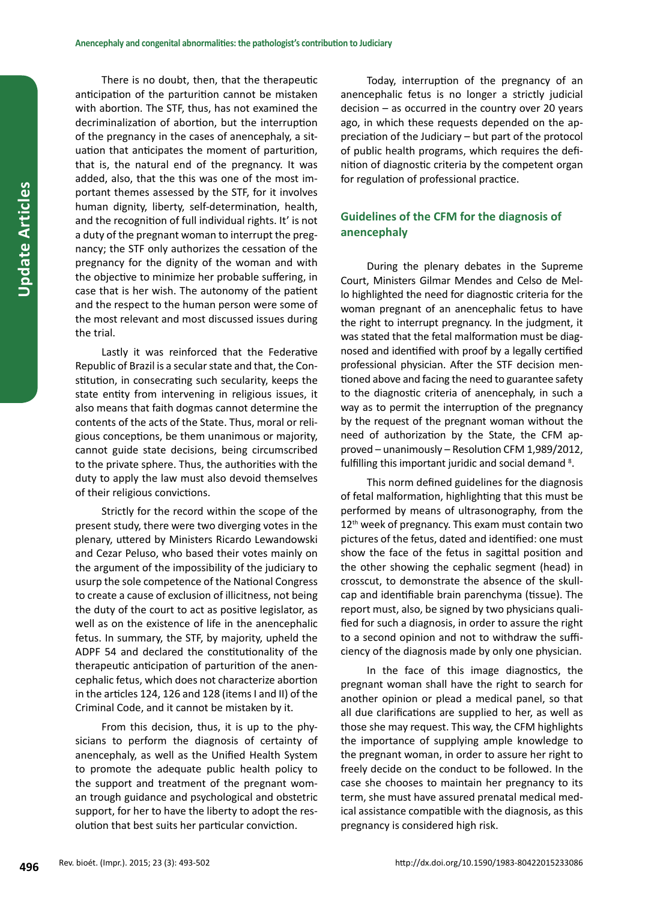There is no doubt, then, that the therapeutic anticipation of the parturition cannot be mistaken with abortion. The STF, thus, has not examined the decriminalization of abortion, but the interruption of the pregnancy in the cases of anencephaly, a situation that anticipates the moment of parturition, that is, the natural end of the pregnancy. It was added, also, that the this was one of the most important themes assessed by the STF, for it involves human dignity, liberty, self-determination, health, and the recognition of full individual rights. It' is not a duty of the pregnant woman to interrupt the pregnancy; the STF only authorizes the cessation of the pregnancy for the dignity of the woman and with the objective to minimize her probable suffering, in case that is her wish. The autonomy of the patient and the respect to the human person were some of the most relevant and most discussed issues during the trial.

Lastly it was reinforced that the Federative Republic of Brazil is a secular state and that, the Constitution, in consecrating such secularity, keeps the state entity from intervening in religious issues, it also means that faith dogmas cannot determine the contents of the acts of the State. Thus, moral or religious conceptions, be them unanimous or majority, cannot guide state decisions, being circumscribed to the private sphere. Thus, the authorities with the duty to apply the law must also devoid themselves of their religious convictions.

Strictly for the record within the scope of the present study, there were two diverging votes in the plenary, uttered by Ministers Ricardo Lewandowski and Cezar Peluso, who based their votes mainly on the argument of the impossibility of the judiciary to usurp the sole competence of the National Congress to create a cause of exclusion of illicitness, not being the duty of the court to act as positive legislator, as well as on the existence of life in the anencephalic fetus. In summary, the STF, by majority, upheld the ADPF 54 and declared the constitutionality of the therapeutic anticipation of parturition of the anencephalic fetus, which does not characterize abortion in the articles 124, 126 and 128 (items I and II) of the Criminal Code, and it cannot be mistaken by it.

From this decision, thus, it is up to the physicians to perform the diagnosis of certainty of anencephaly, as well as the Unified Health System to promote the adequate public health policy to the support and treatment of the pregnant woman trough guidance and psychological and obstetric support, for her to have the liberty to adopt the resolution that best suits her particular conviction.

Today, interruption of the pregnancy of an anencephalic fetus is no longer a strictly judicial decision – as occurred in the country over 20 years ago, in which these requests depended on the appreciation of the Judiciary – but part of the protocol of public health programs, which requires the definition of diagnostic criteria by the competent organ for regulation of professional practice.

## Guidelines of the CFM for the diagnosis of anencephaly

During the plenary debates in the Supreme Court, Ministers Gilmar Mendes and Celso de Mello highlighted the need for diagnostic criteria for the woman pregnant of an anencephalic fetus to have the right to interrupt pregnancy. In the judgment, it was stated that the fetal malformation must be diagnosed and identified with proof by a legally certified professional physician. After the STF decision mentioned above and facing the need to guarantee safety to the diagnostic criteria of anencephaly, in such a way as to permit the interruption of the pregnancy by the request of the pregnant woman without the need of authorization by the State, the CFM approved – unanimously – Resolution CFM 1,989/2012, fulfilling this important juridic and social demand [8].

This norm defined guidelines for the diagnosis of fetal malformation, highlighting that this must be performed by means of ultrasonography, from the 12th week of pregnancy. This exam must contain two pictures of the fetus, dated and identified: one must show the face of the fetus in sagittal position and the other showing the cephalic segment (head) in crosscut, to demonstrate the absence of the skullcap and identifiable brain parenchyma (tissue). The report must, also, be signed by two physicians qualified for such a diagnosis, in order to assure the right to a second opinion and not to withdraw the sufficiency of the diagnosis made by only one physician.

In the face of this image diagnostics, the pregnant woman shall have the right to search for another opinion or plead a medical panel, so that all due clarifications are supplied to her, as well as those she may request. This way, the CFM highlights the importance of supplying ample knowledge to the pregnant woman, in order to assure her right to freely decide on the conduct to be followed. In the case she chooses to maintain her pregnancy to its term, she must have assured prenatal medical medical assistance compatible with the diagnosis, as this pregnancy is considered high risk.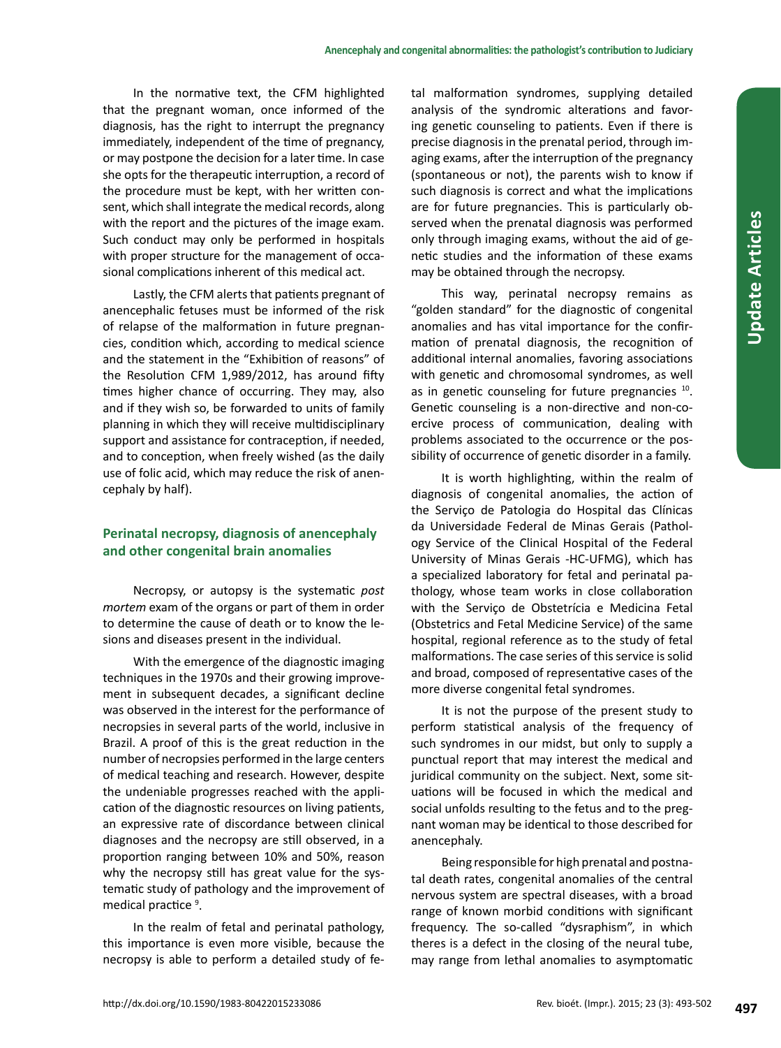In the normative text, the CFM highlighted that the pregnant woman, once informed of the diagnosis, has the right to interrupt the pregnancy immediately, independent of the time of pregnancy, or may postpone the decision for a later time. In case she opts for the therapeutic interruption, a record of the procedure must be kept, with her written consent, which shall integrate the medical records, along with the report and the pictures of the image exam. Such conduct may only be performed in hospitals with proper structure for the management of occasional complications inherent of this medical act.

Lastly, the CFM alerts that patients pregnant of anencephalic fetuses must be informed of the risk of relapse of the malformation in future pregnancies, condition which, according to medical science and the statement in the "Exhibition of reasons" of the Resolution CFM 1,989/2012, has around fifty times higher chance of occurring. They may, also and if they wish so, be forwarded to units of family planning in which they will receive multidisciplinary support and assistance for contraception, if needed, and to conception, when freely wished (as the daily use of folic acid, which may reduce the risk of anencephaly by half).

## Perinatal necropsy, diagnosis of anencephaly and other congenital brain anomalies

Necropsy, or autopsy is the systematic *post mortem* exam of the organs or part of them in order to determine the cause of death or to know the lesions and diseases present in the individual.

With the emergence of the diagnostic imaging techniques in the 1970s and their growing improvement in subsequent decades, a significant decline was observed in the interest for the performance of necropsies in several parts of the world, inclusive in Brazil. A proof of this is the great reduction in the number of necropsies performed in the large centers of medical teaching and research. However, despite the undeniable progresses reached with the application of the diagnostic resources on living patients, an expressive rate of discordance between clinical diagnoses and the necropsy are still observed, in a proportion ranging between 10% and 50%, reason why the necropsy still has great value for the systematic study of pathology and the improvement of medical practice [9].

In the realm of fetal and perinatal pathology, this importance is even more visible, because the necropsy is able to perform a detailed study of fetal malformation syndromes, supplying detailed analysis of the syndromic alterations and favoring genetic counseling to patients. Even if there is precise diagnosis in the prenatal period, through imaging exams, after the interruption of the pregnancy (spontaneous or not), the parents wish to know if such diagnosis is correct and what the implications are for future pregnancies. This is particularly observed when the prenatal diagnosis was performed only through imaging exams, without the aid of genetic studies and the information of these exams may be obtained through the necropsy.

This way, perinatal necropsy remains as "golden standard" for the diagnostic of congenital anomalies and has vital importance for the confirmation of prenatal diagnosis, the recognition of additional internal anomalies, favoring associations with genetic and chromosomal syndromes, as well as in genetic counseling for future pregnancies [10]. Genetic counseling is a non-directive and non-coercive process of communication, dealing with problems associated to the occurrence or the possibility of occurrence of genetic disorder in a family.

It is worth highlighting, within the realm of diagnosis of congenital anomalies, the action of the Serviço de Patologia do Hospital das Clínicas da Universidade Federal de Minas Gerais (Pathology Service of the Clinical Hospital of the Federal University of Minas Gerais -HC-UFMG), which has a specialized laboratory for fetal and perinatal pathology, whose team works in close collaboration with the Serviço de Obstetrícia e Medicina Fetal (Obstetrics and Fetal Medicine Service) of the same hospital, regional reference as to the study of fetal malformations. The case series of this service is solid and broad, composed of representative cases of the more diverse congenital fetal syndromes.

It is not the purpose of the present study to perform statistical analysis of the frequency of such syndromes in our midst, but only to supply a punctual report that may interest the medical and juridical community on the subject. Next, some situations will be focused in which the medical and social unfolds resulting to the fetus and to the pregnant woman may be identical to those described for anencephaly.

Being responsible for high prenatal and postnatal death rates, congenital anomalies of the central nervous system are spectral diseases, with a broad range of known morbid conditions with significant frequency. The so-called "dysraphism", in which theres is a defect in the closing of the neural tube, may range from lethal anomalies to asymptomatic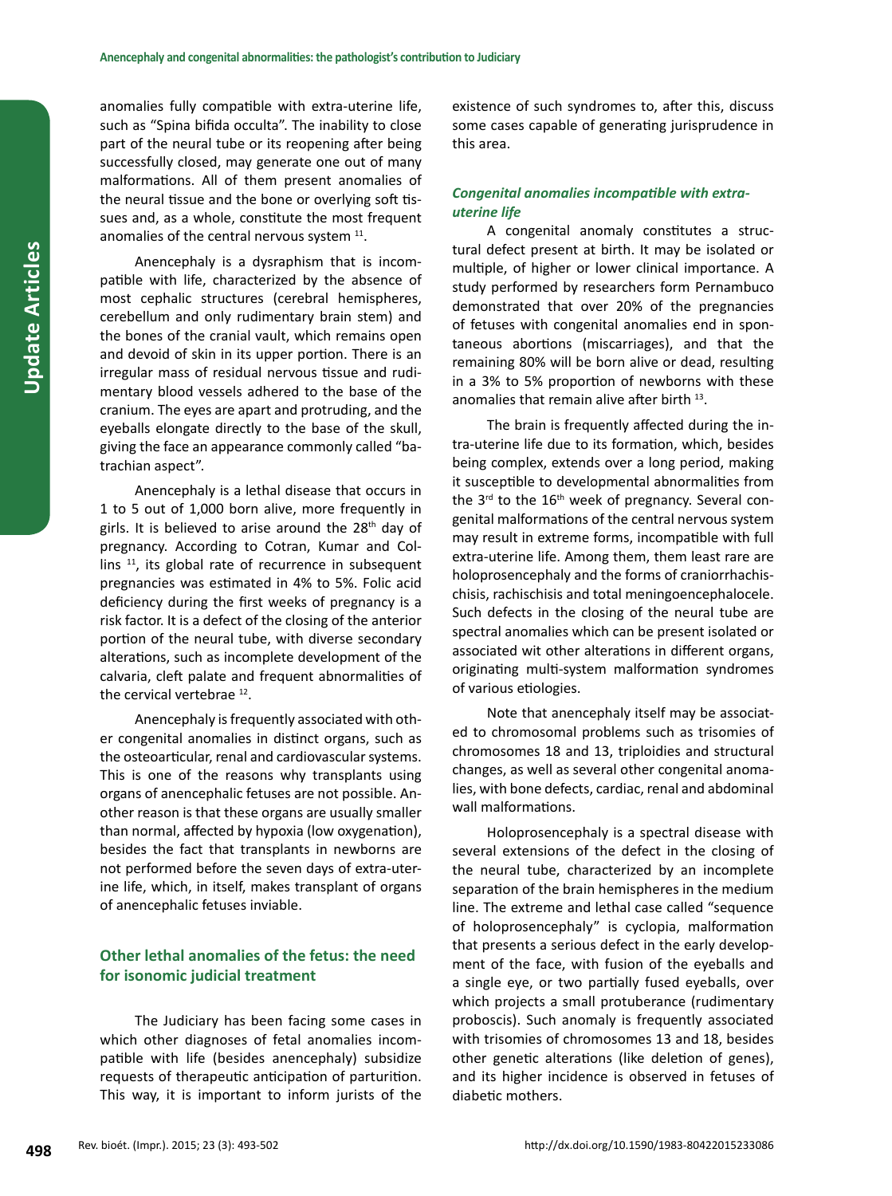anomalies fully compatible with extra-uterine life, such as "Spina bifida occulta". The inability to close part of the neural tube or its reopening after being successfully closed, may generate one out of many malformations. All of them present anomalies of the neural tissue and the bone or overlying soft tissues and, as a whole, constitute the most frequent anomalies of the central nervous system [11].

Anencephaly is a dysraphism that is incompatible with life, characterized by the absence of most cephalic structures (cerebral hemispheres, cerebellum and only rudimentary brain stem) and the bones of the cranial vault, which remains open and devoid of skin in its upper portion. There is an irregular mass of residual nervous tissue and rudimentary blood vessels adhered to the base of the cranium. The eyes are apart and protruding, and the eyeballs elongate directly to the base of the skull, giving the face an appearance commonly called "batrachian aspect".

Anencephaly is a lethal disease that occurs in 1 to 5 out of 1,000 born alive, more frequently in girls. It is believed to arise around the 28th day of pregnancy. According to Cotran, Kumar and Collins [11], its global rate of recurrence in subsequent pregnancies was estimated in 4% to 5%. Folic acid deficiency during the first weeks of pregnancy is a risk factor. It is a defect of the closing of the anterior portion of the neural tube, with diverse secondary alterations, such as incomplete development of the calvaria, cleft palate and frequent abnormalities of the cervical vertebrae [12].

Anencephaly is frequently associated with other congenital anomalies in distinct organs, such as the osteoarticular, renal and cardiovascular systems. This is one of the reasons why transplants using organs of anencephalic fetuses are not possible. Another reason is that these organs are usually smaller than normal, affected by hypoxia (low oxygenation), besides the fact that transplants in newborns are not performed before the seven days of extra-uterine life, which, in itself, makes transplant of organs of anencephalic fetuses inviable.

## Other lethal anomalies of the fetus: the need for isonomic judicial treatment

The Judiciary has been facing some cases in which other diagnoses of fetal anomalies incompatible with life (besides anencephaly) subsidize requests of therapeutic anticipation of parturition. This way, it is important to inform jurists of the existence of such syndromes to, after this, discuss some cases capable of generating jurisprudence in this area.

### *Congenital anomalies incompatible with extra-uterine life*

A congenital anomaly constitutes a structural defect present at birth. It may be isolated or multiple, of higher or lower clinical importance. A study performed by researchers form Pernambuco demonstrated that over 20% of the pregnancies of fetuses with congenital anomalies end in spontaneous abortions (miscarriages), and that the remaining 80% will be born alive or dead, resulting in a 3% to 5% proportion of newborns with these anomalies that remain alive after birth [13].

The brain is frequently affected during the intra-uterine life due to its formation, which, besides being complex, extends over a long period, making it susceptible to developmental abnormalities from the 3rd to the 16th week of pregnancy. Several congenital malformations of the central nervous system may result in extreme forms, incompatible with full extra-uterine life. Among them, them least rare are holoprosencephaly and the forms of craniorrhachischisis, rachischisis and total meningoencephalocele. Such defects in the closing of the neural tube are spectral anomalies which can be present isolated or associated wit other alterations in different organs, originating multi-system malformation syndromes of various etiologies.

Note that anencephaly itself may be associated to chromosomal problems such as trisomies of chromosomes 18 and 13, triploidies and structural changes, as well as several other congenital anomalies, with bone defects, cardiac, renal and abdominal wall malformations.

Holoprosencephaly is a spectral disease with several extensions of the defect in the closing of the neural tube, characterized by an incomplete separation of the brain hemispheres in the medium line. The extreme and lethal case called "sequence of holoprosencephaly" is cyclopia, malformation that presents a serious defect in the early development of the face, with fusion of the eyeballs and a single eye, or two partially fused eyeballs, over which projects a small protuberance (rudimentary proboscis). Such anomaly is frequently associated with trisomies of chromosomes 13 and 18, besides other genetic alterations (like deletion of genes), and its higher incidence is observed in fetuses of diabetic mothers.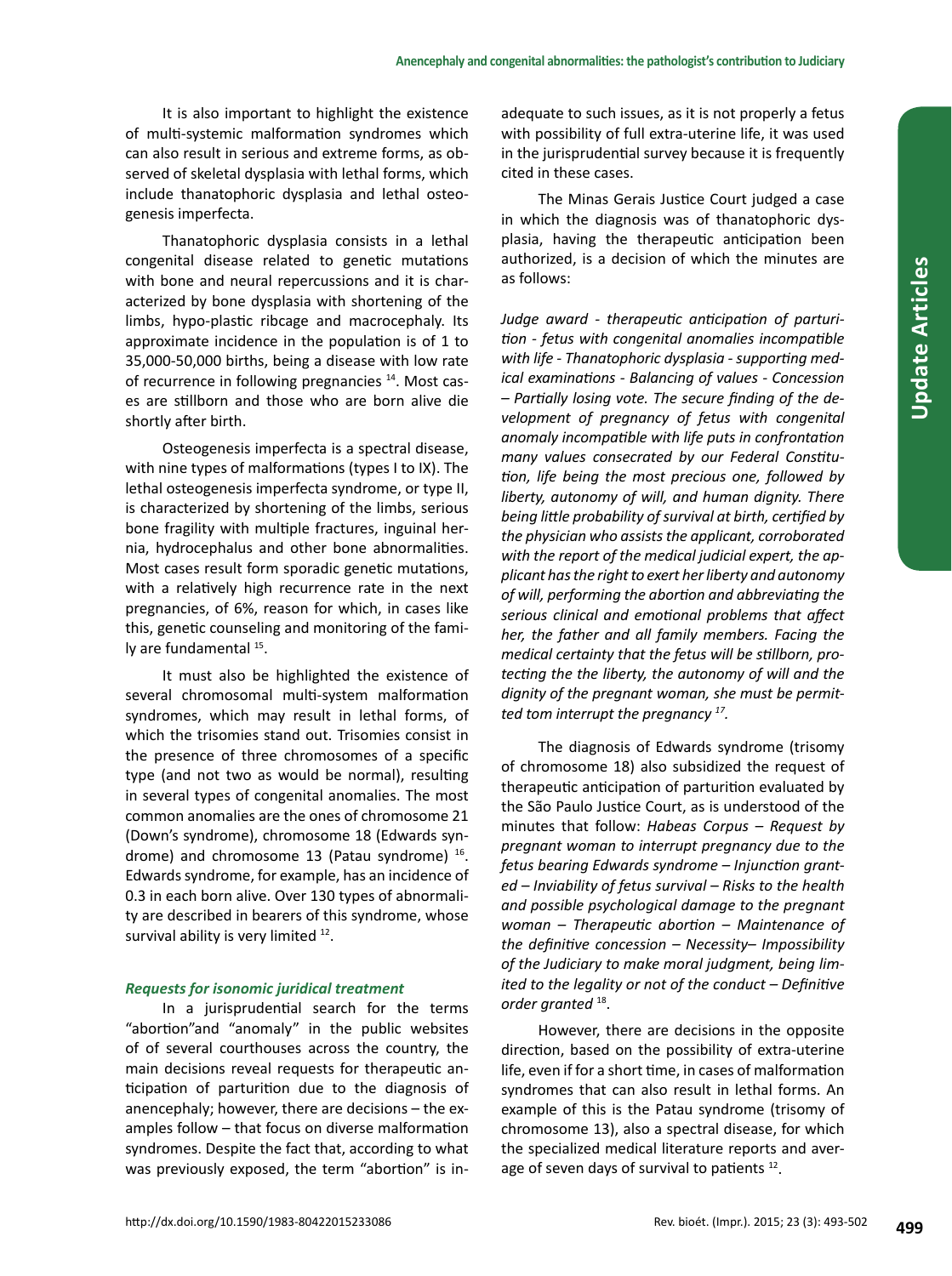It is also important to highlight the existence of multi-systemic malformation syndromes which can also result in serious and extreme forms, as observed of skeletal dysplasia with lethal forms, which include thanatophoric dysplasia and lethal osteogenesis imperfecta.

Thanatophoric dysplasia consists in a lethal congenital disease related to genetic mutations with bone and neural repercussions and it is characterized by bone dysplasia with shortening of the limbs, hypo-plastic ribcage and macrocephaly. Its approximate incidence in the population is of 1 to 35,000-50,000 births, being a disease with low rate of recurrence in following pregnancies [14]. Most cases are stillborn and those who are born alive die shortly after birth.

Osteogenesis imperfecta is a spectral disease, with nine types of malformations (types I to IX). The lethal osteogenesis imperfecta syndrome, or type II, is characterized by shortening of the limbs, serious bone fragility with multiple fractures, inguinal hernia, hydrocephalus and other bone abnormalities. Most cases result form sporadic genetic mutations, with a relatively high recurrence rate in the next pregnancies, of 6%, reason for which, in cases like this, genetic counseling and monitoring of the family are fundamental [15].

It must also be highlighted the existence of several chromosomal multi-system malformation syndromes, which may result in lethal forms, of which the trisomies stand out. Trisomies consist in the presence of three chromosomes of a specific type (and not two as would be normal), resulting in several types of congenital anomalies. The most common anomalies are the ones of chromosome 21 (Down's syndrome), chromosome 18 (Edwards syndrome) and chromosome 13 (Patau syndrome) [16]. Edwards syndrome, for example, has an incidence of 0.3 in each born alive. Over 130 types of abnormality are described in bearers of this syndrome, whose survival ability is very limited [12].

### *Requests for isonomic juridical treatment*

In a jurisprudential search for the terms "abortion"and "anomaly" in the public websites of of several courthouses across the country, the main decisions reveal requests for therapeutic anticipation of parturition due to the diagnosis of anencephaly; however, there are decisions – the examples follow – that focus on diverse malformation syndromes. Despite the fact that, according to what was previously exposed, the term "abortion" is inadequate to such issues, as it is not properly a fetus with possibility of full extra-uterine life, it was used in the jurisprudential survey because it is frequently cited in these cases.

The Minas Gerais Justice Court judged a case in which the diagnosis was of thanatophoric dysplasia, having the therapeutic anticipation been authorized, is a decision of which the minutes are as follows:

*Judge award - therapeutic anticipation of parturition - fetus with congenital anomalies incompatible with life - Thanatophoric dysplasia - supporting medical examinations - Balancing of values - Concession – Partially losing vote. The secure finding of the development of pregnancy of fetus with congenital anomaly incompatible with life puts in confrontation many values consecrated by our Federal Constitution, life being the most precious one, followed by liberty, autonomy of will, and human dignity. There being little probability of survival at birth, certified by the physician who assists the applicant, corroborated with the report of the medical judicial expert, the applicant has the right to exert her liberty and autonomy of will, performing the abortion and abbreviating the serious clinical and emotional problems that affect her, the father and all family members. Facing the medical certainty that the fetus will be stillborn, protecting the the liberty, the autonomy of will and the dignity of the pregnant woman, she must be permitted tom interrupt the pregnancy* [17].

The diagnosis of Edwards syndrome (trisomy of chromosome 18) also subsidized the request of therapeutic anticipation of parturition evaluated by the São Paulo Justice Court, as is understood of the minutes that follow: *Habeas Corpus – Request by pregnant woman to interrupt pregnancy due to the fetus bearing Edwards syndrome – Injunction granted – Inviability of fetus survival – Risks to the health and possible psychological damage to the pregnant woman – Therapeutic abortion – Maintenance of the definitive concession – Necessity– Impossibility of the Judiciary to make moral judgment, being limited to the legality or not of the conduct – Definitive order granted* [18].

However, there are decisions in the opposite direction, based on the possibility of extra-uterine life, even if for a short time, in cases of malformation syndromes that can also result in lethal forms. An example of this is the Patau syndrome (trisomy of chromosome 13), also a spectral disease, for which the specialized medical literature reports and average of seven days of survival to patients [12].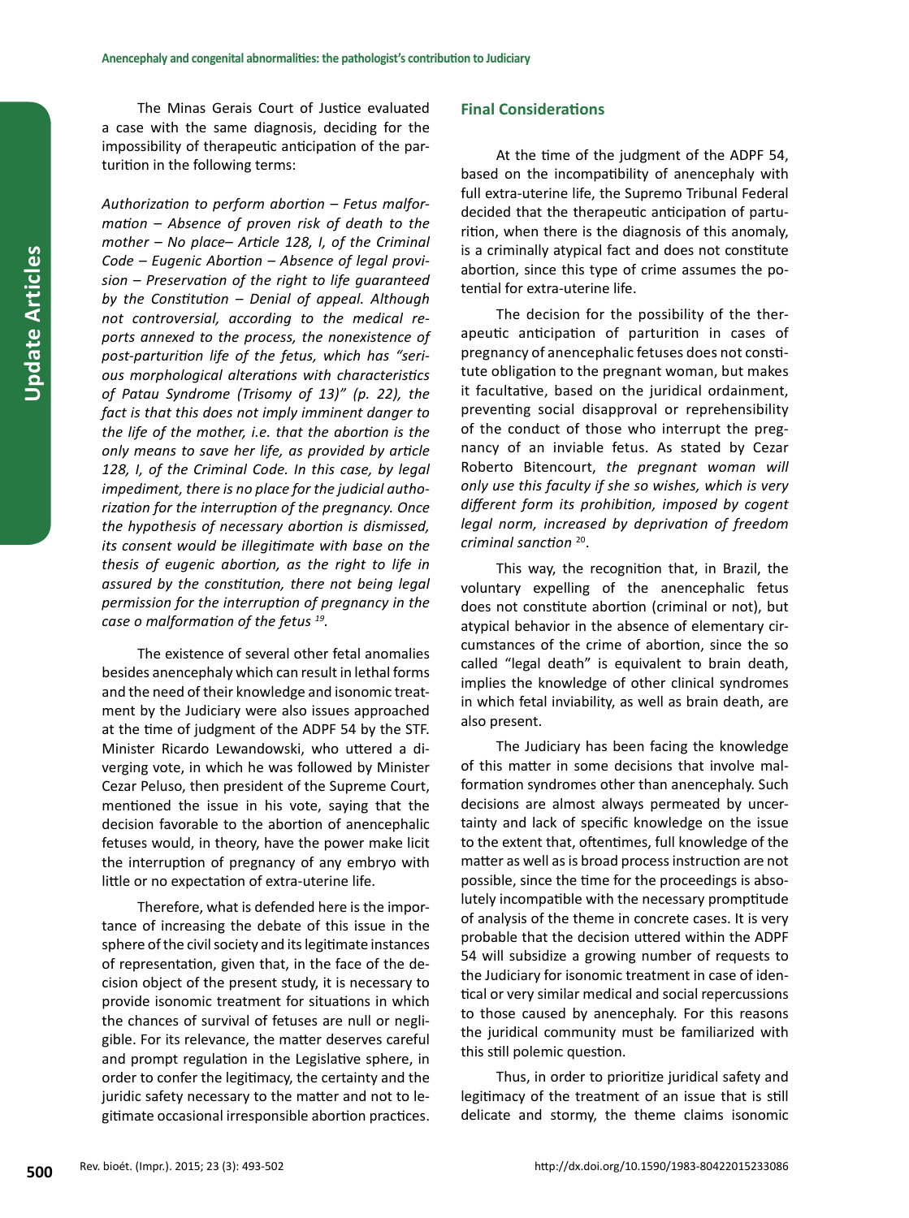The Minas Gerais Court of Justice evaluated a case with the same diagnosis, deciding for the impossibility of therapeutic anticipation of the parturition in the following terms:

*Authorization to perform abortion – Fetus malformation – Absence of proven risk of death to the mother – No place– Article 128, I, of the Criminal Code – Eugenic Abortion – Absence of legal provision – Preservation of the right to life guaranteed by the Constitution – Denial of appeal. Although not controversial, according to the medical reports annexed to the process, the nonexistence of post-parturition life of the fetus, which has "serious morphological alterations with characteristics of Patau Syndrome (Trisomy of 13)" (p. 22), the fact is that this does not imply imminent danger to the life of the mother, i.e. that the abortion is the only means to save her life, as provided by article 128, I, of the Criminal Code. In this case, by legal impediment, there is no place for the judicial authorization for the interruption of the pregnancy. Once the hypothesis of necessary abortion is dismissed, its consent would be illegitimate with base on the thesis of eugenic abortion, as the right to life in assured by the constitution, there not being legal permission for the interruption of pregnancy in the case o malformation of the fetus* [19].

The existence of several other fetal anomalies besides anencephaly which can result in lethal forms and the need of their knowledge and isonomic treatment by the Judiciary were also issues approached at the time of judgment of the ADPF 54 by the STF. Minister Ricardo Lewandowski, who uttered a diverging vote, in which he was followed by Minister Cezar Peluso, then president of the Supreme Court, mentioned the issue in his vote, saying that the decision favorable to the abortion of anencephalic fetuses would, in theory, have the power make licit the interruption of pregnancy of any embryo with little or no expectation of extra-uterine life.

Therefore, what is defended here is the importance of increasing the debate of this issue in the sphere of the civil society and its legitimate instances of representation, given that, in the face of the decision object of the present study, it is necessary to provide isonomic treatment for situations in which the chances of survival of fetuses are null or negligible. For its relevance, the matter deserves careful and prompt regulation in the Legislative sphere, in order to confer the legitimacy, the certainty and the juridic safety necessary to the matter and not to legitimate occasional irresponsible abortion practices.

## Final Considerations

At the time of the judgment of the ADPF 54, based on the incompatibility of anencephaly with full extra-uterine life, the Supremo Tribunal Federal decided that the therapeutic anticipation of parturition, when there is the diagnosis of this anomaly, is a criminally atypical fact and does not constitute abortion, since this type of crime assumes the potential for extra-uterine life.

The decision for the possibility of the therapeutic anticipation of parturition in cases of pregnancy of anencephalic fetuses does not constitute obligation to the pregnant woman, but makes it facultative, based on the juridical ordainment, preventing social disapproval or reprehensibility of the conduct of those who interrupt the pregnancy of an inviable fetus. As stated by Cezar Roberto Bitencourt, *the pregnant woman will only use this faculty if she so wishes, which is very different form its prohibition, imposed by cogent legal norm, increased by deprivation of freedom criminal sanction* [20].

This way, the recognition that, in Brazil, the voluntary expelling of the anencephalic fetus does not constitute abortion (criminal or not), but atypical behavior in the absence of elementary circumstances of the crime of abortion, since the so called "legal death" is equivalent to brain death, implies the knowledge of other clinical syndromes in which fetal inviability, as well as brain death, are also present.

The Judiciary has been facing the knowledge of this matter in some decisions that involve malformation syndromes other than anencephaly. Such decisions are almost always permeated by uncertainty and lack of specific knowledge on the issue to the extent that, oftentimes, full knowledge of the matter as well as is broad process instruction are not possible, since the time for the proceedings is absolutely incompatible with the necessary promptitude of analysis of the theme in concrete cases. It is very probable that the decision uttered within the ADPF 54 will subsidize a growing number of requests to the Judiciary for isonomic treatment in case of identical or very similar medical and social repercussions to those caused by anencephaly. For this reasons the juridical community must be familiarized with this still polemic question.

Thus, in order to prioritize juridical safety and legitimacy of the treatment of an issue that is still delicate and stormy, the theme claims isonomic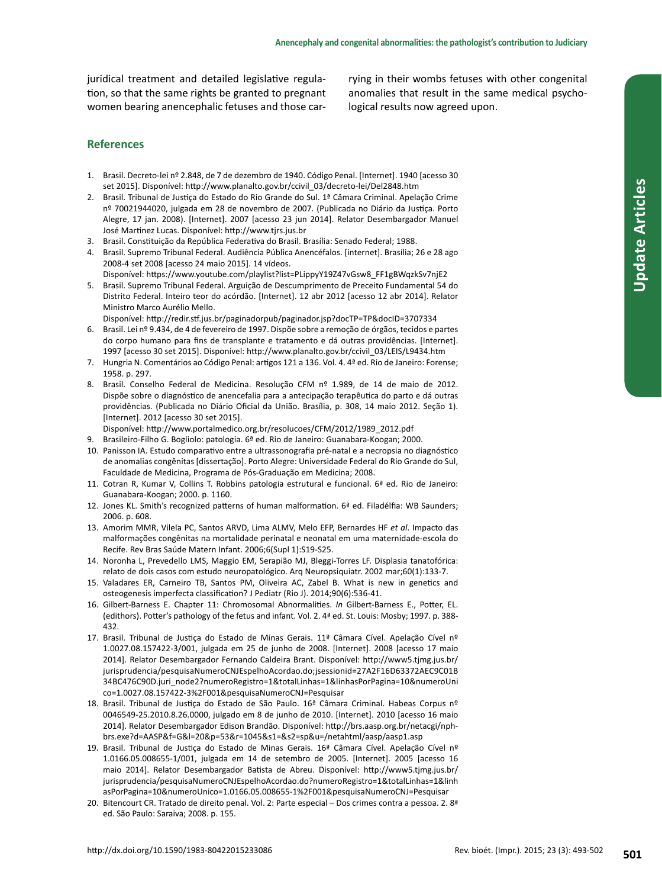juridical treatment and detailed legislative regulation, so that the same rights be granted to pregnant women bearing anencephalic fetuses and those carrying in their wombs fetuses with other congenital anomalies that result in the same medical psychological results now agreed upon.

## References

1. Brasil. Decreto-lei nº 2.848, de 7 de dezembro de 1940. Código Penal. [Internet]. 1940 [acesso 30 set 2015]. Disponível: http://www.planalto.gov.br/ccivil_03/decreto-lei/Del2848.htm
2. Brasil. Tribunal de Justiça do Estado do Rio Grande do Sul. 1ª Câmara Criminal. Apelação Crime nº 70021944020, julgada em 28 de novembro de 2007. (Publicada no Diário da Justiça. Porto Alegre, 17 jan. 2008). [Internet]. 2007 [acesso 23 jun 2014]. Relator Desembargador Manuel José Martinez Lucas. Disponível: http://www.tjrs.jus.br
3. Brasil. Constituição da República Federativa do Brasil. Brasília: Senado Federal; 1988.
4. Brasil. Supremo Tribunal Federal. Audiência Pública Anencéfalos. [internet]. Brasília; 26 e 28 ago 2008-4 set 2008 [acesso 24 maio 2015]. 14 vídeos.
   Disponível: https://www.youtube.com/playlist?list=PLippyY19Z47vGsw8_FF1gBWqzkSv7njE2
5. Brasil. Supremo Tribunal Federal. Arguição de Descumprimento de Preceito Fundamental 54 do Distrito Federal. Inteiro teor do acórdão. [Internet]. 12 abr 2012 [acesso 12 abr 2014]. Relator Ministro Marco Aurélio Mello.
   Disponível: http://redir.stf.jus.br/paginadorpub/paginador.jsp?docTP=TP&docID=3707334
6. Brasil. Lei nº 9.434, de 4 de fevereiro de 1997. Dispõe sobre a remoção de órgãos, tecidos e partes do corpo humano para fins de transplante e tratamento e dá outras providências. [Internet]. 1997 [acesso 30 set 2015]. Disponível: http://www.planalto.gov.br/ccivil_03/LEIS/L9434.htm
7. Hungria N. Comentários ao Código Penal: artigos 121 a 136. Vol. 4. 4ª ed. Rio de Janeiro: Forense; 1958. p. 297.
8. Brasil. Conselho Federal de Medicina. Resolução CFM nº 1.989, de 14 de maio de 2012. Dispõe sobre o diagnóstico de anencefalia para a antecipação terapêutica do parto e dá outras providências. (Publicada no Diário Oficial da União. Brasília, p. 308, 14 maio 2012. Seção 1). [Internet]. 2012 [acesso 30 set 2015].
   Disponível: http://www.portalmedico.org.br/resolucoes/CFM/2012/1989_2012.pdf
9. Brasileiro-Filho G. Bogliolo: patologia. 6ª ed. Rio de Janeiro: Guanabara-Koogan; 2000.
10. Panisson IA. Estudo comparativo entre a ultrassonografia pré-natal e a necropsia no diagnóstico de anomalias congênitas [dissertação]. Porto Alegre: Universidade Federal do Rio Grande do Sul, Faculdade de Medicina, Programa de Pós-Graduação em Medicina; 2008.
11. Cotran R, Kumar V, Collins T. Robbins patologia estrutural e funcional. 6ª ed. Rio de Janeiro: Guanabara-Koogan; 2000. p. 1160.
12. Jones KL. Smith's recognized patterns of human malformation. 6ª ed. Filadélfia: WB Saunders; 2006. p. 608.
13. Amorim MMR, Vilela PC, Santos ARVD, Lima ALMV, Melo EFP, Bernardes HF *et al*. Impacto das malformações congênitas na mortalidade perinatal e neonatal em uma maternidade-escola do Recife. Rev Bras Saúde Matern Infant. 2006;6(Supl 1):S19-S25.
14. Noronha L, Prevedello LMS, Maggio EM, Serapião MJ, Bleggi-Torres LF. Displasia tanatofórica: relato de dois casos com estudo neuropatológico. Arq Neuropsiquiatr. 2002 mar;60(1):133-7.
15. Valadares ER, Carneiro TB, Santos PM, Oliveira AC, Zabel B. What is new in genetics and osteogenesis imperfecta classification? J Pediatr (Rio J). 2014;90(6):536-41.
16. Gilbert-Barness E. Chapter 11: Chromosomal Abnormalities. *In* Gilbert-Barness E., Potter, EL. (edithors). Potter's pathology of the fetus and infant. Vol. 2. 4ª ed. St. Louis: Mosby; 1997. p. 388-432.
17. Brasil. Tribunal de Justiça do Estado de Minas Gerais. 11ª Câmara Cível. Apelação Cível nº 1.0027.08.157422-3/001, julgada em 25 de junho de 2008. [Internet]. 2008 [acesso 17 maio 2014]. Relator Desembargador Fernando Caldeira Brant. Disponível: http://www5.tjmg.jus.br/jurisprudencia/pesquisaNumeroCNJEspelhoAcordao.do;jsessionid=27A2F16D63372AEC9C01B34BC476C90D.juri_node2?numeroRegistro=1&totalLinhas=1&linhasPorPagina=10&numeroUnico=1.0027.08.157422-3%2F001&pesquisaNumeroCNJ=Pesquisar
18. Brasil. Tribunal de Justiça do Estado de São Paulo. 16ª Câmara Criminal. Habeas Corpus nº 0046549-25.2010.8.26.0000, julgado em 8 de junho de 2010. [Internet]. 2010 [acesso 16 maio 2014]. Relator Desembargador Edison Brandão. Disponível: http://brs.aasp.org.br/netacgi/nph-brs.exe?d=AASP&f=G&l=20&p=53&r=1045&s1=&s2=sp&u=/netahtml/aasp/aasp1.asp
19. Brasil. Tribunal de Justiça do Estado de Minas Gerais. 16ª Câmara Cível. Apelação Cível nº 1.0166.05.008655-1/001, julgada em 14 de setembro de 2005. [Internet]. 2005 [acesso 16 maio 2014]. Relator Desembargador Batista de Abreu. Disponível: http://www5.tjmg.jus.br/jurisprudencia/pesquisaNumeroCNJEspelhoAcordao.do?numeroRegistro=1&totalLinhas=1&linhasPorPagina=10&numeroUnico=1.0166.05.008655-1%2F001&pesquisaNumeroCNJ=Pesquisar
20. Bitencourt CR. Tratado de direito penal. Vol. 2: Parte especial – Dos crimes contra a pessoa. 2. 8ª ed. São Paulo: Saraiva; 2008. p. 155.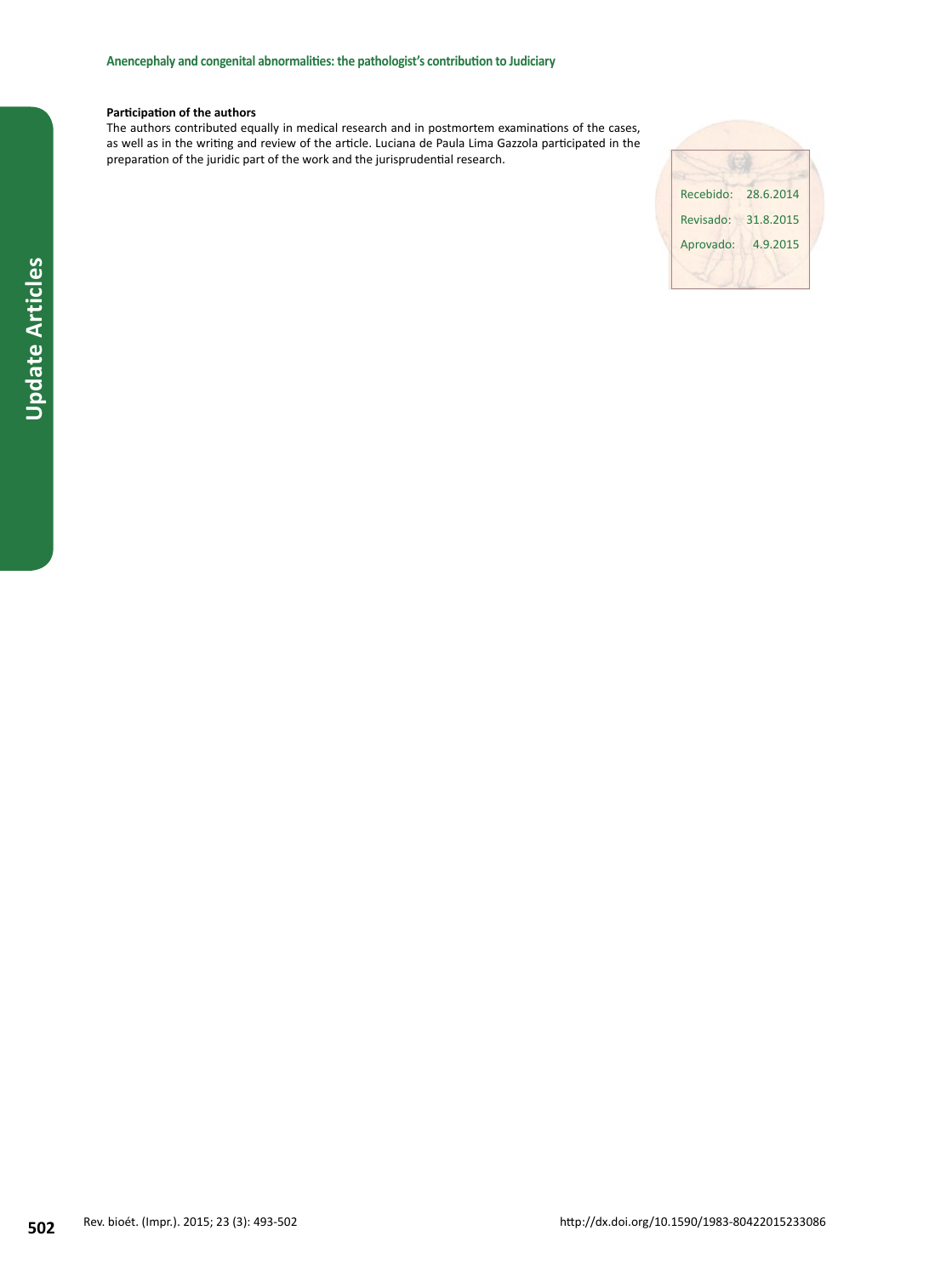**Participation of the authors**

The authors contributed equally in medical research and in postmortem examinations of the cases, as well as in the writing and review of the article. Luciana de Paula Lima Gazzola participated in the preparation of the juridic part of the work and the jurisprudential research.

| | |
|---|---|
| Recebido: | 28.6.2014 |
| Revisado: | 31.8.2015 |
| Aprovado: | 4.9.2015 |